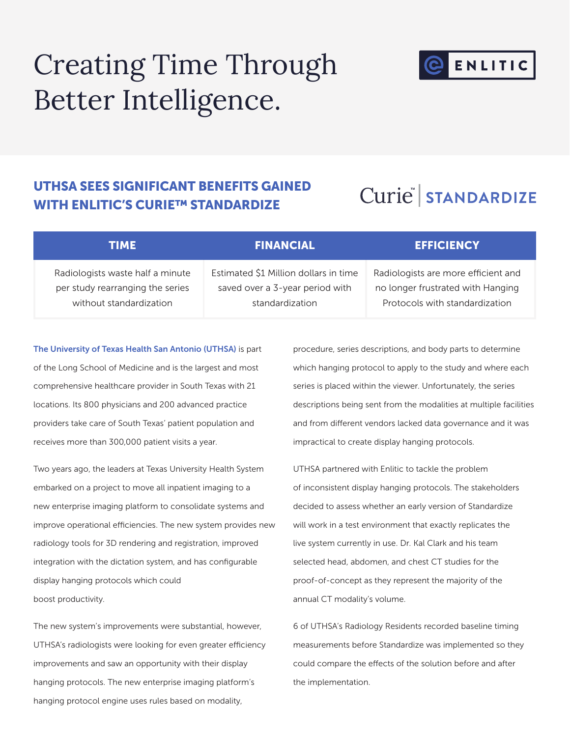# Creating Time Through Better Intelligence.

ENLITIC

## UTHSA SEES SIGNIFICANT BENEFITS GAINED WITH ENLITIC'S CURIE™ STANDARDIZE

Curie™ | STANDARDIZE

| TIME | FINANCIAL | EFFICIENCY |
| --- | --- | --- |
| Radiologists waste half a minute per study rearranging the series without standardization | Estimated $1 Million dollars in time saved over a 3-year period with standardization | Radiologists are more efficient and no longer frustrated with Hanging Protocols with standardization |

**The University of Texas Health San Antonio (UTHSA)** is part of the Long School of Medicine and is the largest and most comprehensive healthcare provider in South Texas with 21 locations. Its 800 physicians and 200 advanced practice providers take care of South Texas' patient population and receives more than 300,000 patient visits a year.

Two years ago, the leaders at Texas University Health System embarked on a project to move all inpatient imaging to a new enterprise imaging platform to consolidate systems and improve operational efficiencies. The new system provides new radiology tools for 3D rendering and registration, improved integration with the dictation system, and has configurable display hanging protocols which could boost productivity.

The new system's improvements were substantial, however, UTHSA's radiologists were looking for even greater efficiency improvements and saw an opportunity with their display hanging protocols. The new enterprise imaging platform's hanging protocol engine uses rules based on modality, procedure, series descriptions, and body parts to determine which hanging protocol to apply to the study and where each series is placed within the viewer. Unfortunately, the series descriptions being sent from the modalities at multiple facilities and from different vendors lacked data governance and it was impractical to create display hanging protocols.

UTHSA partnered with Enlitic to tackle the problem of inconsistent display hanging protocols. The stakeholders decided to assess whether an early version of Standardize will work in a test environment that exactly replicates the live system currently in use. Dr. Kal Clark and his team selected head, abdomen, and chest CT studies for the proof-of-concept as they represent the majority of the annual CT modality's volume.

6 of UTHSA's Radiology Residents recorded baseline timing measurements before Standardize was implemented so they could compare the effects of the solution before and after the implementation.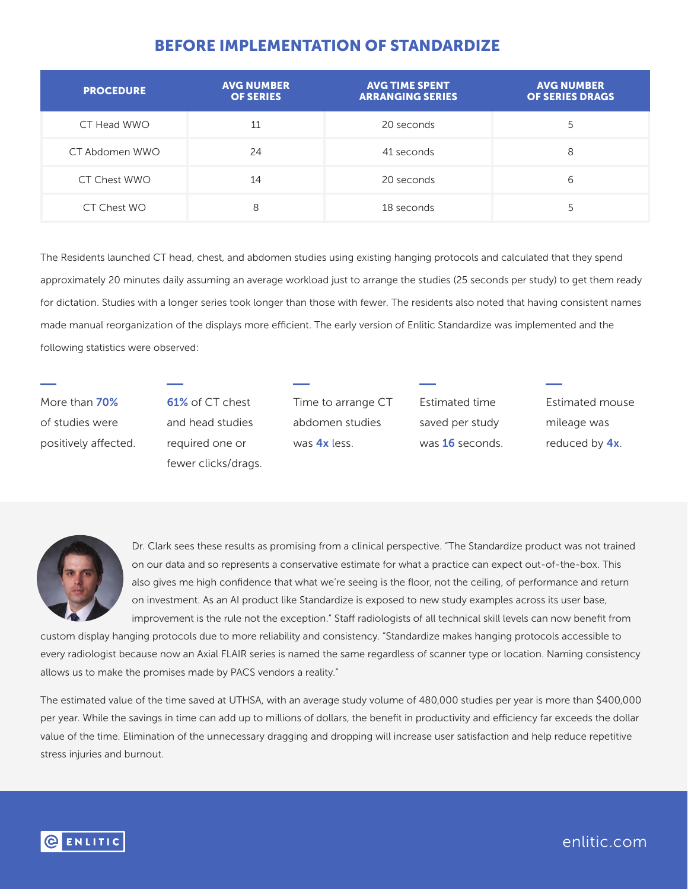## BEFORE IMPLEMENTATION OF STANDARDIZE

| PROCEDURE | AVG NUMBER OF SERIES | AVG TIME SPENT ARRANGING SERIES | AVG NUMBER OF SERIES DRAGS |
|---|---|---|---|
| CT Head WWO | 11 | 20 seconds | 5 |
| CT Abdomen WWO | 24 | 41 seconds | 8 |
| CT Chest WWO | 14 | 20 seconds | 6 |
| CT Chest WO | 8 | 18 seconds | 5 |

The Residents launched CT head, chest, and abdomen studies using existing hanging protocols and calculated that they spend approximately 20 minutes daily assuming an average workload just to arrange the studies (25 seconds per study) to get them ready for dictation. Studies with a longer series took longer than those with fewer. The residents also noted that having consistent names made manual reorganization of the displays more efficient. The early version of Enlitic Standardize was implemented and the following statistics were observed:

- More than **70%** of studies were positively affected.
- **61%** of CT chest and head studies required one or fewer clicks/drags.
- Time to arrange CT abdomen studies was **4x** less.
- Estimated time saved per study was **16** seconds.
- Estimated mouse mileage was reduced by **4x**.

Dr. Clark sees these results as promising from a clinical perspective. "The Standardize product was not trained on our data and so represents a conservative estimate for what a practice can expect out-of-the-box. This also gives me high confidence that what we're seeing is the floor, not the ceiling, of performance and return on investment. As an AI product like Standardize is exposed to new study examples across its user base, improvement is the rule not the exception." Staff radiologists of all technical skill levels can now benefit from custom display hanging protocols due to more reliability and consistency. "Standardize makes hanging protocols accessible to every radiologist because now an Axial FLAIR series is named the same regardless of scanner type or location. Naming consistency allows us to make the promises made by PACS vendors a reality."

The estimated value of the time saved at UTHSA, with an average study volume of 480,000 studies per year is more than $400,000 per year. While the savings in time can add up to millions of dollars, the benefit in productivity and efficiency far exceeds the dollar value of the time. Elimination of the unnecessary dragging and dropping will increase user satisfaction and help reduce repetitive stress injuries and burnout.

ENLITIC

enlitic.com